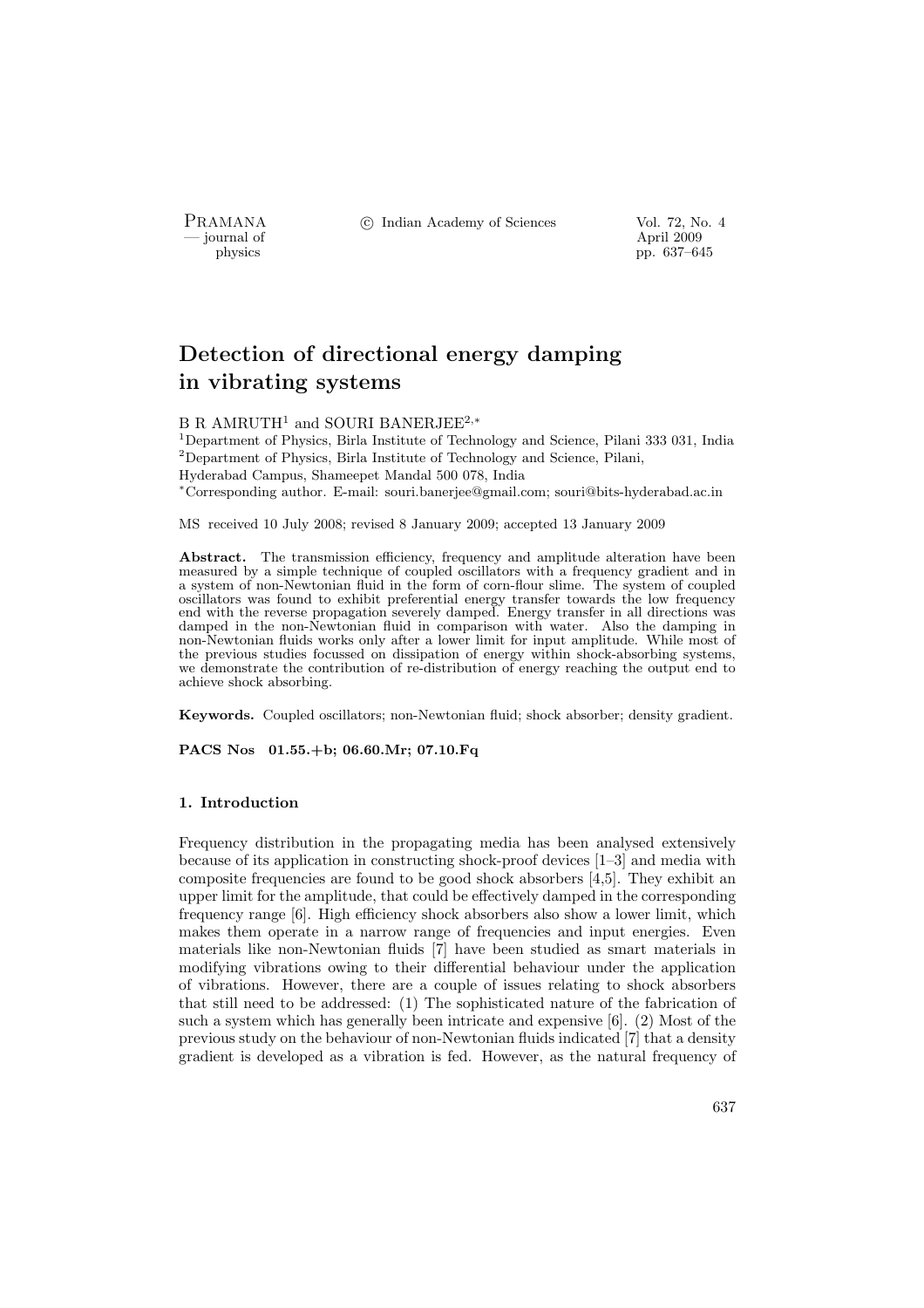# Detection of directional energy damping in vibrating systems

B R AMRUTH[1] and SOURI BANERJEE[2,*]

[1]Department of Physics, Birla Institute of Technology and Science, Pilani 333 031, India
[2]Department of Physics, Birla Institute of Technology and Science, Pilani, Hyderabad Campus, Shameepet Mandal 500 078, India
[*]Corresponding author. E-mail: souri.banerjee@gmail.com; souri@bits-hyderabad.ac.in

MS received 10 July 2008; revised 8 January 2009; accepted 13 January 2009

**Abstract.** The transmission efficiency, frequency and amplitude alteration have been measured by a simple technique of coupled oscillators with a frequency gradient and in a system of non-Newtonian fluid in the form of corn-flour slime. The system of coupled oscillators was found to exhibit preferential energy transfer towards the low frequency end with the reverse propagation severely damped. Energy transfer in all directions was damped in the non-Newtonian fluid in comparison with water. Also the damping in non-Newtonian fluids works only after a lower limit for input amplitude. While most of the previous studies focussed on dissipation of energy within shock-absorbing systems, we demonstrate the contribution of re-distribution of energy reaching the output end to achieve shock absorbing.

**Keywords.** Coupled oscillators; non-Newtonian fluid; shock absorber; density gradient.

**PACS Nos 01.55.+b; 06.60.Mr; 07.10.Fq**

## 1. Introduction

Frequency distribution in the propagating media has been analysed extensively because of its application in constructing shock-proof devices [1–3] and media with composite frequencies are found to be good shock absorbers [4,5]. They exhibit an upper limit for the amplitude, that could be effectively damped in the corresponding frequency range [6]. High efficiency shock absorbers also show a lower limit, which makes them operate in a narrow range of frequencies and input energies. Even materials like non-Newtonian fluids [7] have been studied as smart materials in modifying vibrations owing to their differential behaviour under the application of vibrations. However, there are a couple of issues relating to shock absorbers that still need to be addressed: (1) The sophisticated nature of the fabrication of such a system which has generally been intricate and expensive [6]. (2) Most of the previous study on the behaviour of non-Newtonian fluids indicated [7] that a density gradient is developed as a vibration is fed. However, as the natural frequency of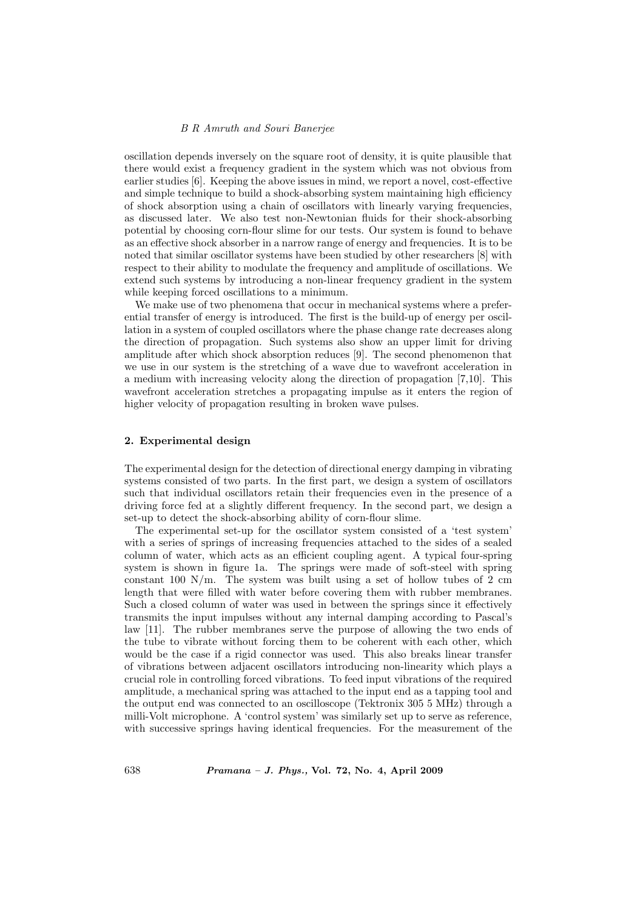oscillation depends inversely on the square root of density, it is quite plausible that there would exist a frequency gradient in the system which was not obvious from earlier studies [6]. Keeping the above issues in mind, we report a novel, cost-effective and simple technique to build a shock-absorbing system maintaining high efficiency of shock absorption using a chain of oscillators with linearly varying frequencies, as discussed later. We also test non-Newtonian fluids for their shock-absorbing potential by choosing corn-flour slime for our tests. Our system is found to behave as an effective shock absorber in a narrow range of energy and frequencies. It is to be noted that similar oscillator systems have been studied by other researchers [8] with respect to their ability to modulate the frequency and amplitude of oscillations. We extend such systems by introducing a non-linear frequency gradient in the system while keeping forced oscillations to a minimum.

We make use of two phenomena that occur in mechanical systems where a preferential transfer of energy is introduced. The first is the build-up of energy per oscillation in a system of coupled oscillators where the phase change rate decreases along the direction of propagation. Such systems also show an upper limit for driving amplitude after which shock absorption reduces [9]. The second phenomenon that we use in our system is the stretching of a wave due to wavefront acceleration in a medium with increasing velocity along the direction of propagation [7,10]. This wavefront acceleration stretches a propagating impulse as it enters the region of higher velocity of propagation resulting in broken wave pulses.

## 2. Experimental design

The experimental design for the detection of directional energy damping in vibrating systems consisted of two parts. In the first part, we design a system of oscillators such that individual oscillators retain their frequencies even in the presence of a driving force fed at a slightly different frequency. In the second part, we design a set-up to detect the shock-absorbing ability of corn-flour slime.

The experimental set-up for the oscillator system consisted of a 'test system' with a series of springs of increasing frequencies attached to the sides of a sealed column of water, which acts as an efficient coupling agent. A typical four-spring system is shown in figure 1a. The springs were made of soft-steel with spring constant 100 N/m. The system was built using a set of hollow tubes of 2 cm length that were filled with water before covering them with rubber membranes. Such a closed column of water was used in between the springs since it effectively transmits the input impulses without any internal damping according to Pascal's law [11]. The rubber membranes serve the purpose of allowing the two ends of the tube to vibrate without forcing them to be coherent with each other, which would be the case if a rigid connector was used. This also breaks linear transfer of vibrations between adjacent oscillators introducing non-linearity which plays a crucial role in controlling forced vibrations. To feed input vibrations of the required amplitude, a mechanical spring was attached to the input end as a tapping tool and the output end was connected to an oscilloscope (Tektronix 305 5 MHz) through a milli-Volt microphone. A 'control system' was similarly set up to serve as reference, with successive springs having identical frequencies. For the measurement of the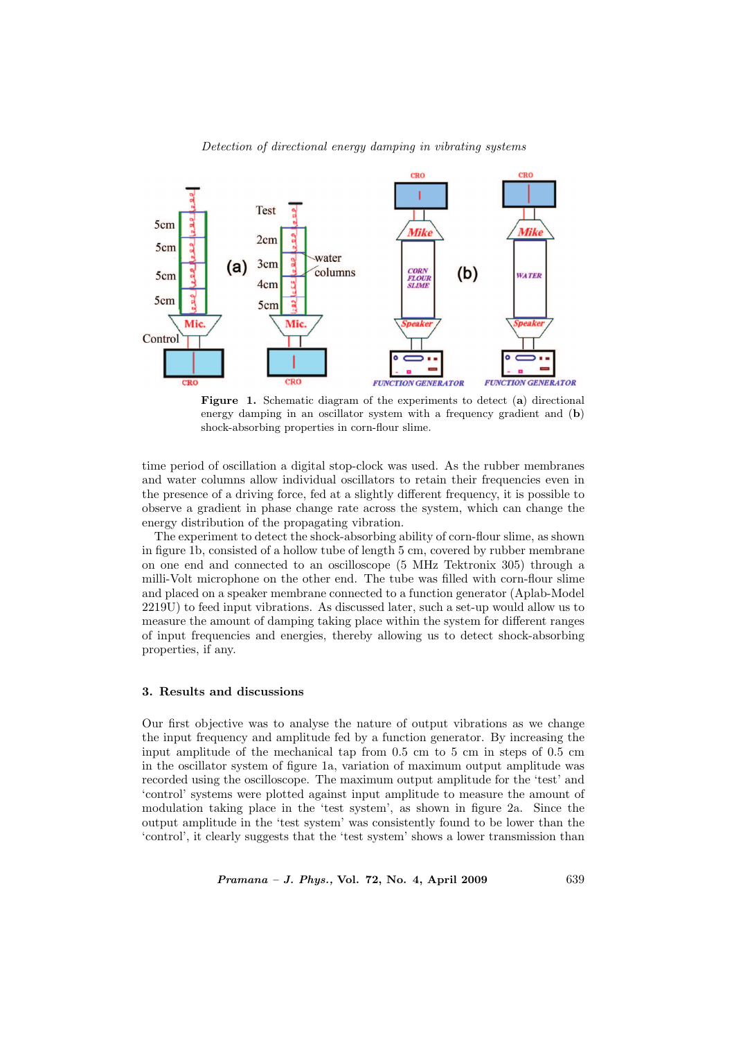**Figure 1.** Schematic diagram of the experiments to detect (**a**) directional energy damping in an oscillator system with a frequency gradient and (**b**) shock-absorbing properties in corn-flour slime.

time period of oscillation a digital stop-clock was used. As the rubber membranes and water columns allow individual oscillators to retain their frequencies even in the presence of a driving force, fed at a slightly different frequency, it is possible to observe a gradient in phase change rate across the system, which can change the energy distribution of the propagating vibration.

The experiment to detect the shock-absorbing ability of corn-flour slime, as shown in figure 1b, consisted of a hollow tube of length 5 cm, covered by rubber membrane on one end and connected to an oscilloscope (5 MHz Tektronix 305) through a milli-Volt microphone on the other end. The tube was filled with corn-flour slime and placed on a speaker membrane connected to a function generator (Aplab-Model 2219U) to feed input vibrations. As discussed later, such a set-up would allow us to measure the amount of damping taking place within the system for different ranges of input frequencies and energies, thereby allowing us to detect shock-absorbing properties, if any.

## 3. Results and discussions

Our first objective was to analyse the nature of output vibrations as we change the input frequency and amplitude fed by a function generator. By increasing the input amplitude of the mechanical tap from 0.5 cm to 5 cm in steps of 0.5 cm in the oscillator system of figure 1a, variation of maximum output amplitude was recorded using the oscilloscope. The maximum output amplitude for the 'test' and 'control' systems were plotted against input amplitude to measure the amount of modulation taking place in the 'test system', as shown in figure 2a. Since the output amplitude in the 'test system' was consistently found to be lower than the 'control', it clearly suggests that the 'test system' shows a lower transmission than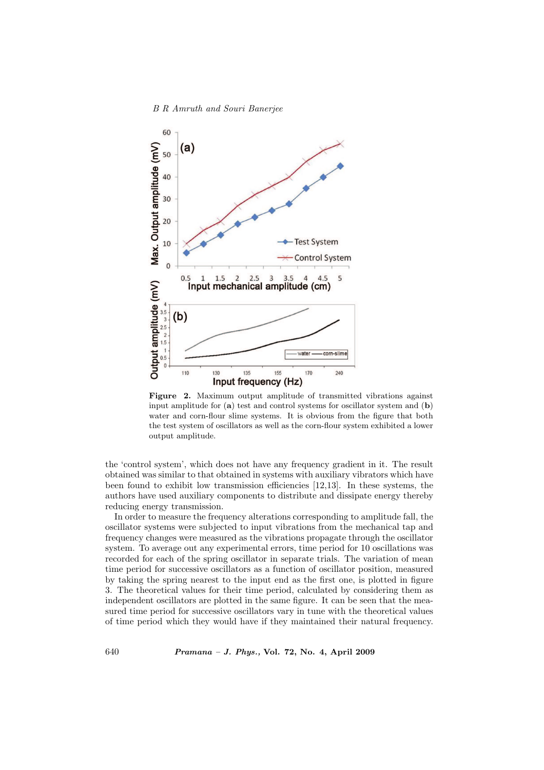**Figure 2.** Maximum output amplitude of transmitted vibrations against input amplitude for (**a**) test and control systems for oscillator system and (**b**) water and corn-flour slime systems. It is obvious from the figure that both the test system of oscillators as well as the corn-flour system exhibited a lower output amplitude.

the 'control system', which does not have any frequency gradient in it. The result obtained was similar to that obtained in systems with auxiliary vibrators which have been found to exhibit low transmission efficiencies [12,13]. In these systems, the authors have used auxiliary components to distribute and dissipate energy thereby reducing energy transmission.

In order to measure the frequency alterations corresponding to amplitude fall, the oscillator systems were subjected to input vibrations from the mechanical tap and frequency changes were measured as the vibrations propagate through the oscillator system. To average out any experimental errors, time period for 10 oscillations was recorded for each of the spring oscillator in separate trials. The variation of mean time period for successive oscillators as a function of oscillator position, measured by taking the spring nearest to the input end as the first one, is plotted in figure 3. The theoretical values for their time period, calculated by considering them as independent oscillators are plotted in the same figure. It can be seen that the measured time period for successive oscillators vary in tune with the theoretical values of time period which they would have if they maintained their natural frequency.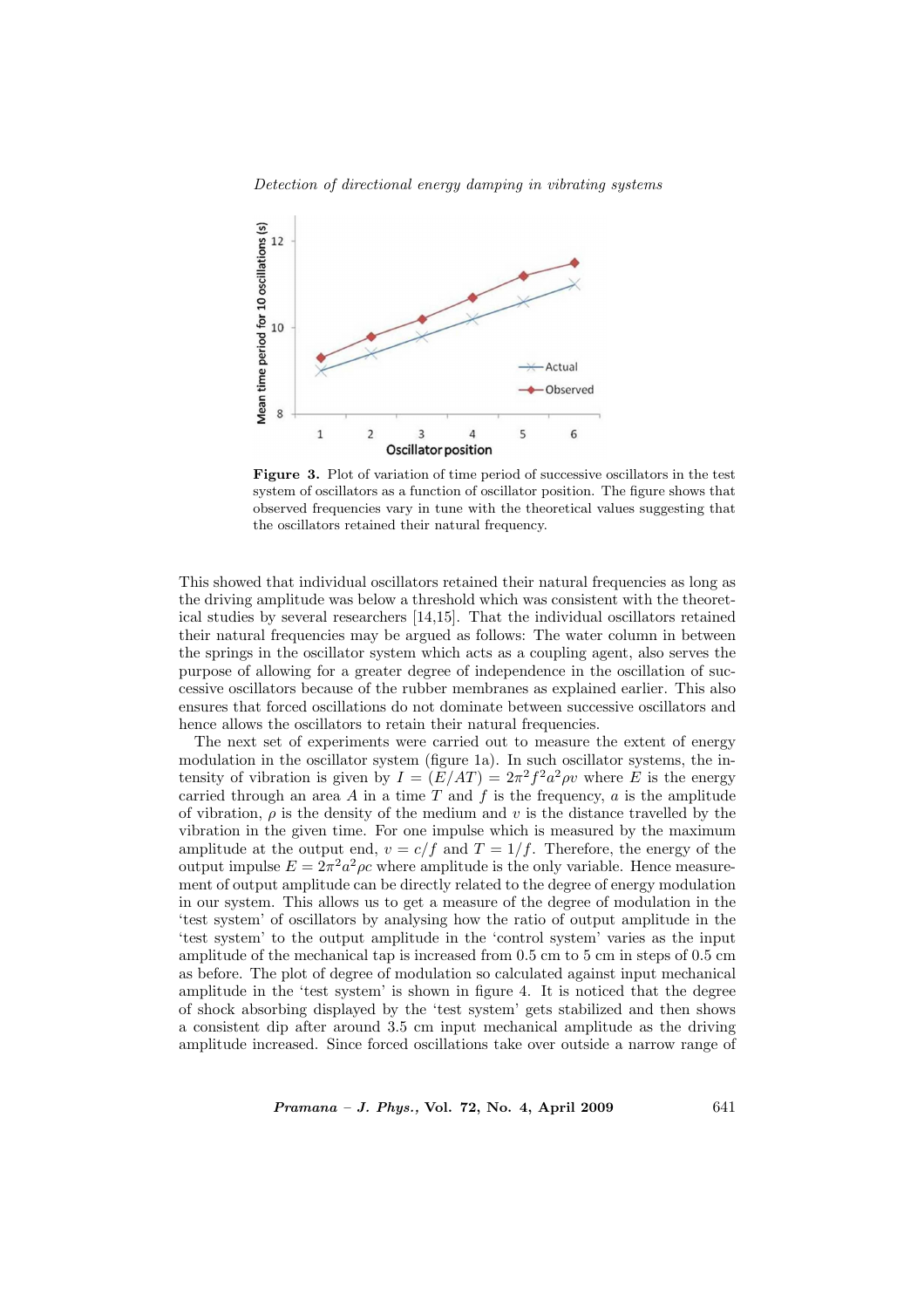**Figure 3.** Plot of variation of time period of successive oscillators in the test system of oscillators as a function of oscillator position. The figure shows that observed frequencies vary in tune with the theoretical values suggesting that the oscillators retained their natural frequency.

This showed that individual oscillators retained their natural frequencies as long as the driving amplitude was below a threshold which was consistent with the theoretical studies by several researchers [14,15]. That the individual oscillators retained their natural frequencies may be argued as follows: The water column in between the springs in the oscillator system which acts as a coupling agent, also serves the purpose of allowing for a greater degree of independence in the oscillation of successive oscillators because of the rubber membranes as explained earlier. This also ensures that forced oscillations do not dominate between successive oscillators and hence allows the oscillators to retain their natural frequencies.

The next set of experiments were carried out to measure the extent of energy modulation in the oscillator system (figure 1a). In such oscillator systems, the intensity of vibration is given by $I = (E/AT) = 2\pi^2 f^2 a^2 \rho v$ where $E$ is the energy carried through an area $A$ in a time $T$ and $f$ is the frequency, $a$ is the amplitude of vibration, $\rho$ is the density of the medium and $v$ is the distance travelled by the vibration in the given time. For one impulse which is measured by the maximum amplitude at the output end, $v = c/f$ and $T = 1/f$. Therefore, the energy of the output impulse $E = 2\pi^2 a^2 \rho c$ where amplitude is the only variable. Hence measurement of output amplitude can be directly related to the degree of energy modulation in our system. This allows us to get a measure of the degree of modulation in the 'test system' of oscillators by analysing how the ratio of output amplitude in the 'test system' to the output amplitude in the 'control system' varies as the input amplitude of the mechanical tap is increased from 0.5 cm to 5 cm in steps of 0.5 cm as before. The plot of degree of modulation so calculated against input mechanical amplitude in the 'test system' is shown in figure 4. It is noticed that the degree of shock absorbing displayed by the 'test system' gets stabilized and then shows a consistent dip after around 3.5 cm input mechanical amplitude as the driving amplitude increased. Since forced oscillations take over outside a narrow range of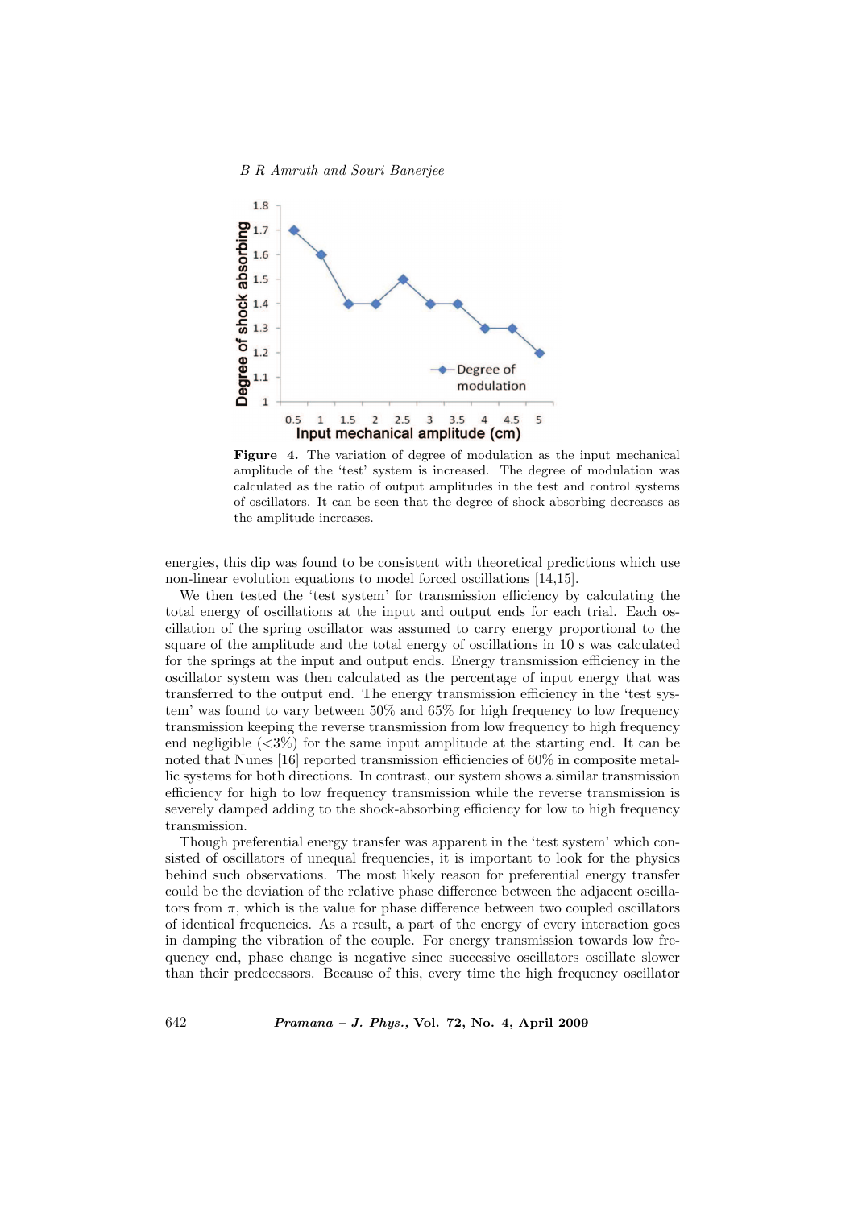**Figure 4.** The variation of degree of modulation as the input mechanical amplitude of the 'test' system is increased. The degree of modulation was calculated as the ratio of output amplitudes in the test and control systems of oscillators. It can be seen that the degree of shock absorbing decreases as the amplitude increases.

energies, this dip was found to be consistent with theoretical predictions which use non-linear evolution equations to model forced oscillations [14,15].

We then tested the 'test system' for transmission efficiency by calculating the total energy of oscillations at the input and output ends for each trial. Each oscillation of the spring oscillator was assumed to carry energy proportional to the square of the amplitude and the total energy of oscillations in 10 s was calculated for the springs at the input and output ends. Energy transmission efficiency in the oscillator system was then calculated as the percentage of input energy that was transferred to the output end. The energy transmission efficiency in the 'test system' was found to vary between 50% and 65% for high frequency to low frequency transmission keeping the reverse transmission from low frequency to high frequency end negligible (<3%) for the same input amplitude at the starting end. It can be noted that Nunes [16] reported transmission efficiencies of 60% in composite metallic systems for both directions. In contrast, our system shows a similar transmission efficiency for high to low frequency transmission while the reverse transmission is severely damped adding to the shock-absorbing efficiency for low to high frequency transmission.

Though preferential energy transfer was apparent in the 'test system' which consisted of oscillators of unequal frequencies, it is important to look for the physics behind such observations. The most likely reason for preferential energy transfer could be the deviation of the relative phase difference between the adjacent oscillators from $\pi$, which is the value for phase difference between two coupled oscillators of identical frequencies. As a result, a part of the energy of every interaction goes in damping the vibration of the couple. For energy transmission towards low frequency end, phase change is negative since successive oscillators oscillate slower than their predecessors. Because of this, every time the high frequency oscillator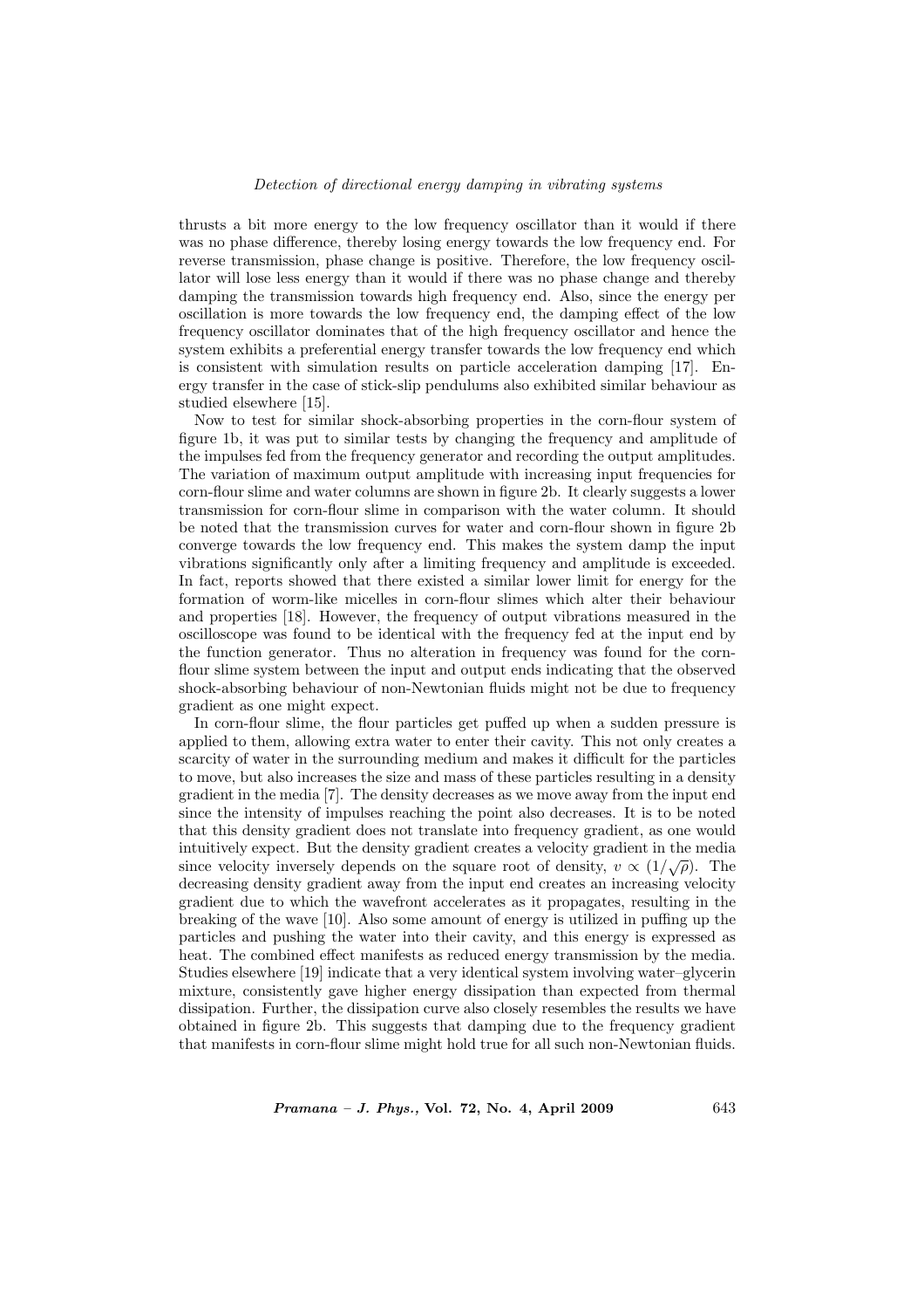thrusts a bit more energy to the low frequency oscillator than it would if there was no phase difference, thereby losing energy towards the low frequency end. For reverse transmission, phase change is positive. Therefore, the low frequency oscillator will lose less energy than it would if there was no phase change and thereby damping the transmission towards high frequency end. Also, since the energy per oscillation is more towards the low frequency end, the damping effect of the low frequency oscillator dominates that of the high frequency oscillator and hence the system exhibits a preferential energy transfer towards the low frequency end which is consistent with simulation results on particle acceleration damping [17]. Energy transfer in the case of stick-slip pendulums also exhibited similar behaviour as studied elsewhere [15].

Now to test for similar shock-absorbing properties in the corn-flour system of figure 1b, it was put to similar tests by changing the frequency and amplitude of the impulses fed from the frequency generator and recording the output amplitudes. The variation of maximum output amplitude with increasing input frequencies for corn-flour slime and water columns are shown in figure 2b. It clearly suggests a lower transmission for corn-flour slime in comparison with the water column. It should be noted that the transmission curves for water and corn-flour shown in figure 2b converge towards the low frequency end. This makes the system damp the input vibrations significantly only after a limiting frequency and amplitude is exceeded. In fact, reports showed that there existed a similar lower limit for energy for the formation of worm-like micelles in corn-flour slimes which alter their behaviour and properties [18]. However, the frequency of output vibrations measured in the oscilloscope was found to be identical with the frequency fed at the input end by the function generator. Thus no alteration in frequency was found for the corn-flour slime system between the input and output ends indicating that the observed shock-absorbing behaviour of non-Newtonian fluids might not be due to frequency gradient as one might expect.

In corn-flour slime, the flour particles get puffed up when a sudden pressure is applied to them, allowing extra water to enter their cavity. This not only creates a scarcity of water in the surrounding medium and makes it difficult for the particles to move, but also increases the size and mass of these particles resulting in a density gradient in the media [7]. The density decreases as we move away from the input end since the intensity of impulses reaching the point also decreases. It is to be noted that this density gradient does not translate into frequency gradient, as one would intuitively expect. But the density gradient creates a velocity gradient in the media since velocity inversely depends on the square root of density, $v \propto (1/\sqrt{\rho})$. The decreasing density gradient away from the input end creates an increasing velocity gradient due to which the wavefront accelerates as it propagates, resulting in the breaking of the wave [10]. Also some amount of energy is utilized in puffing up the particles and pushing the water into their cavity, and this energy is expressed as heat. The combined effect manifests as reduced energy transmission by the media. Studies elsewhere [19] indicate that a very identical system involving water–glycerin mixture, consistently gave higher energy dissipation than expected from thermal dissipation. Further, the dissipation curve also closely resembles the results we have obtained in figure 2b. This suggests that damping due to the frequency gradient that manifests in corn-flour slime might hold true for all such non-Newtonian fluids.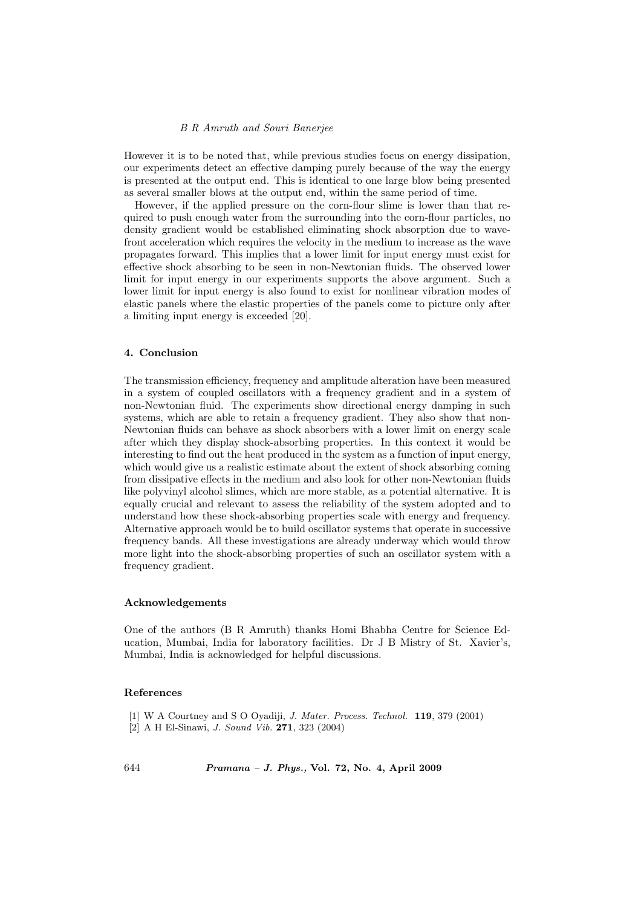However it is to be noted that, while previous studies focus on energy dissipation, our experiments detect an effective damping purely because of the way the energy is presented at the output end. This is identical to one large blow being presented as several smaller blows at the output end, within the same period of time.

However, if the applied pressure on the corn-flour slime is lower than that required to push enough water from the surrounding into the corn-flour particles, no density gradient would be established eliminating shock absorption due to wavefront acceleration which requires the velocity in the medium to increase as the wave propagates forward. This implies that a lower limit for input energy must exist for effective shock absorbing to be seen in non-Newtonian fluids. The observed lower limit for input energy in our experiments supports the above argument. Such a lower limit for input energy is also found to exist for nonlinear vibration modes of elastic panels where the elastic properties of the panels come to picture only after a limiting input energy is exceeded [20].

## 4. Conclusion

The transmission efficiency, frequency and amplitude alteration have been measured in a system of coupled oscillators with a frequency gradient and in a system of non-Newtonian fluid. The experiments show directional energy damping in such systems, which are able to retain a frequency gradient. They also show that non-Newtonian fluids can behave as shock absorbers with a lower limit on energy scale after which they display shock-absorbing properties. In this context it would be interesting to find out the heat produced in the system as a function of input energy, which would give us a realistic estimate about the extent of shock absorbing coming from dissipative effects in the medium and also look for other non-Newtonian fluids like polyvinyl alcohol slimes, which are more stable, as a potential alternative. It is equally crucial and relevant to assess the reliability of the system adopted and to understand how these shock-absorbing properties scale with energy and frequency. Alternative approach would be to build oscillator systems that operate in successive frequency bands. All these investigations are already underway which would throw more light into the shock-absorbing properties of such an oscillator system with a frequency gradient.

### Acknowledgements

One of the authors (B R Amruth) thanks Homi Bhabha Centre for Science Education, Mumbai, India for laboratory facilities. Dr J B Mistry of St. Xavier's, Mumbai, India is acknowledged for helpful discussions.

### References

[1] W A Courtney and S O Oyadiji, *J. Mater. Process. Technol.* **119**, 379 (2001)
[2] A H El-Sinawi, *J. Sound Vib.* **271**, 323 (2004)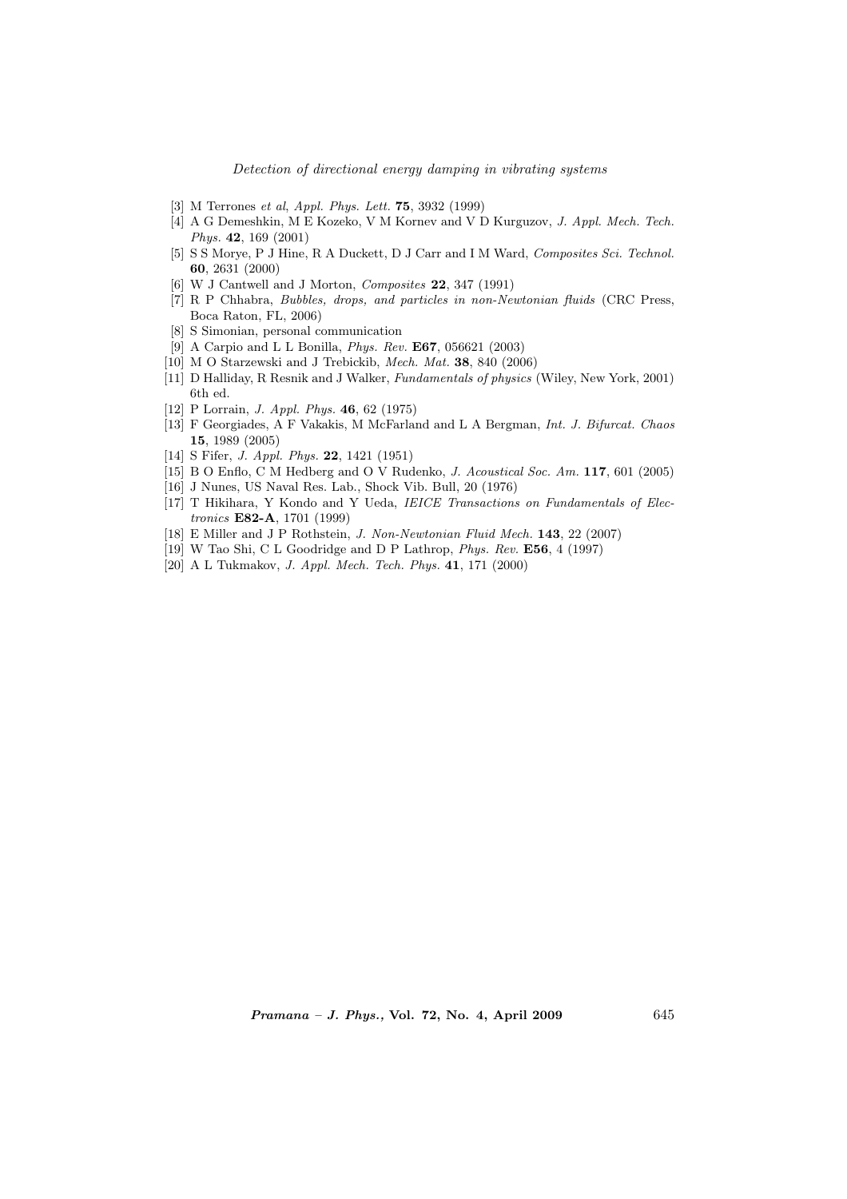- [3] M Terrones *et al*, *Appl. Phys. Lett.* **75**, 3932 (1999)
- [4] A G Demeshkin, M E Kozeko, V M Kornev and V D Kurguzov, *J. Appl. Mech. Tech. Phys.* **42**, 169 (2001)
- [5] S S Morye, P J Hine, R A Duckett, D J Carr and I M Ward, *Composites Sci. Technol.* **60**, 2631 (2000)
- [6] W J Cantwell and J Morton, *Composites* **22**, 347 (1991)
- [7] R P Chhabra, *Bubbles, drops, and particles in non-Newtonian fluids* (CRC Press, Boca Raton, FL, 2006)
- [8] S Simonian, personal communication
- [9] A Carpio and L L Bonilla, *Phys. Rev.* **E67**, 056621 (2003)
- [10] M O Starzewski and J Trebickib, *Mech. Mat.* **38**, 840 (2006)
- [11] D Halliday, R Resnik and J Walker, *Fundamentals of physics* (Wiley, New York, 2001) 6th ed.
- [12] P Lorrain, *J. Appl. Phys.* **46**, 62 (1975)
- [13] F Georgiades, A F Vakakis, M McFarland and L A Bergman, *Int. J. Bifurcat. Chaos* **15**, 1989 (2005)
- [14] S Fifer, *J. Appl. Phys.* **22**, 1421 (1951)
- [15] B O Enflo, C M Hedberg and O V Rudenko, *J. Acoustical Soc. Am.* **117**, 601 (2005)
- [16] J Nunes, US Naval Res. Lab., Shock Vib. Bull, 20 (1976)
- [17] T Hikihara, Y Kondo and Y Ueda, *IEICE Transactions on Fundamentals of Electronics* **E82-A**, 1701 (1999)
- [18] E Miller and J P Rothstein, *J. Non-Newtonian Fluid Mech.* **143**, 22 (2007)
- [19] W Tao Shi, C L Goodridge and D P Lathrop, *Phys. Rev.* **E56**, 4 (1997)
- [20] A L Tukmakov, *J. Appl. Mech. Tech. Phys.* **41**, 171 (2000)